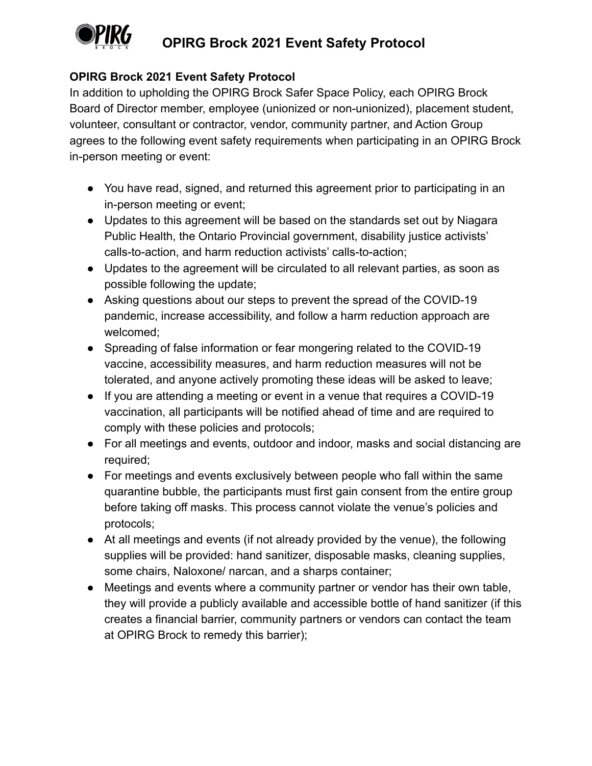# OPIRG Brock 2021 Event Safety Protocol

**OPIRG Brock 2021 Event Safety Protocol**

In addition to upholding the OPIRG Brock Safer Space Policy, each OPIRG Brock Board of Director member, employee (unionized or non-unionized), placement student, volunteer, consultant or contractor, vendor, community partner, and Action Group agrees to the following event safety requirements when participating in an OPIRG Brock in-person meeting or event:

- You have read, signed, and returned this agreement prior to participating in an in-person meeting or event;
- Updates to this agreement will be based on the standards set out by Niagara Public Health, the Ontario Provincial government, disability justice activists' calls-to-action, and harm reduction activists' calls-to-action;
- Updates to the agreement will be circulated to all relevant parties, as soon as possible following the update;
- Asking questions about our steps to prevent the spread of the COVID-19 pandemic, increase accessibility, and follow a harm reduction approach are welcomed;
- Spreading of false information or fear mongering related to the COVID-19 vaccine, accessibility measures, and harm reduction measures will not be tolerated, and anyone actively promoting these ideas will be asked to leave;
- If you are attending a meeting or event in a venue that requires a COVID-19 vaccination, all participants will be notified ahead of time and are required to comply with these policies and protocols;
- For all meetings and events, outdoor and indoor, masks and social distancing are required;
- For meetings and events exclusively between people who fall within the same quarantine bubble, the participants must first gain consent from the entire group before taking off masks. This process cannot violate the venue's policies and protocols;
- At all meetings and events (if not already provided by the venue), the following supplies will be provided: hand sanitizer, disposable masks, cleaning supplies, some chairs, Naloxone/ narcan, and a sharps container;
- Meetings and events where a community partner or vendor has their own table, they will provide a publicly available and accessible bottle of hand sanitizer (if this creates a financial barrier, community partners or vendors can contact the team at OPIRG Brock to remedy this barrier);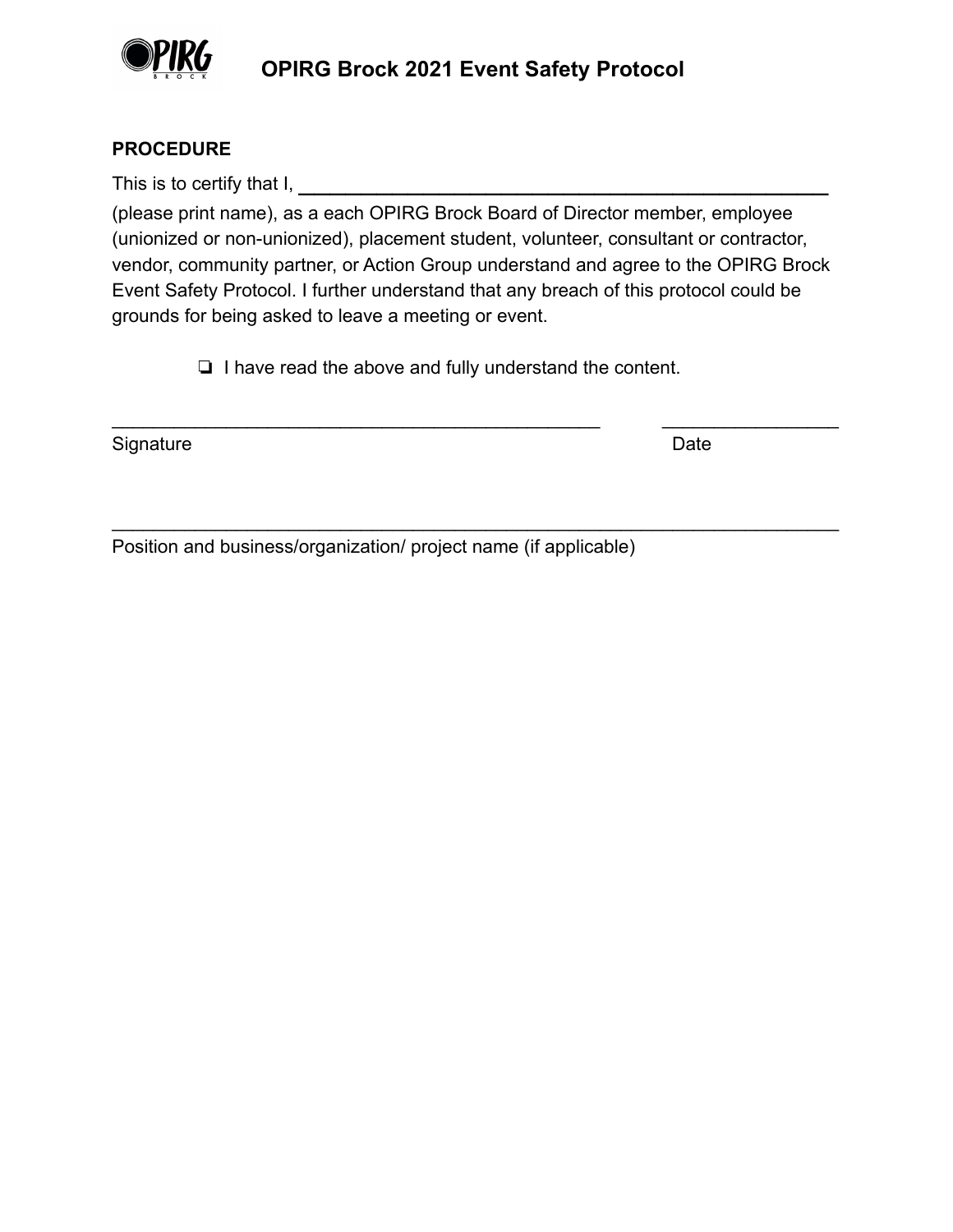# OPIRG Brock 2021 Event Safety Protocol

**PROCEDURE**

This is to certify that I, ______________________________________________

(please print name), as a each OPIRG Brock Board of Director member, employee (unionized or non-unionized), placement student, volunteer, consultant or contractor, vendor, community partner, or Action Group understand and agree to the OPIRG Brock Event Safety Protocol. I further understand that any breach of this protocol could be grounds for being asked to leave a meeting or event.

- ❏ I have read the above and fully understand the content.

______________________________________________ ________________

Signature Date

______________________________________________________________________

Position and business/organization/ project name (if applicable)